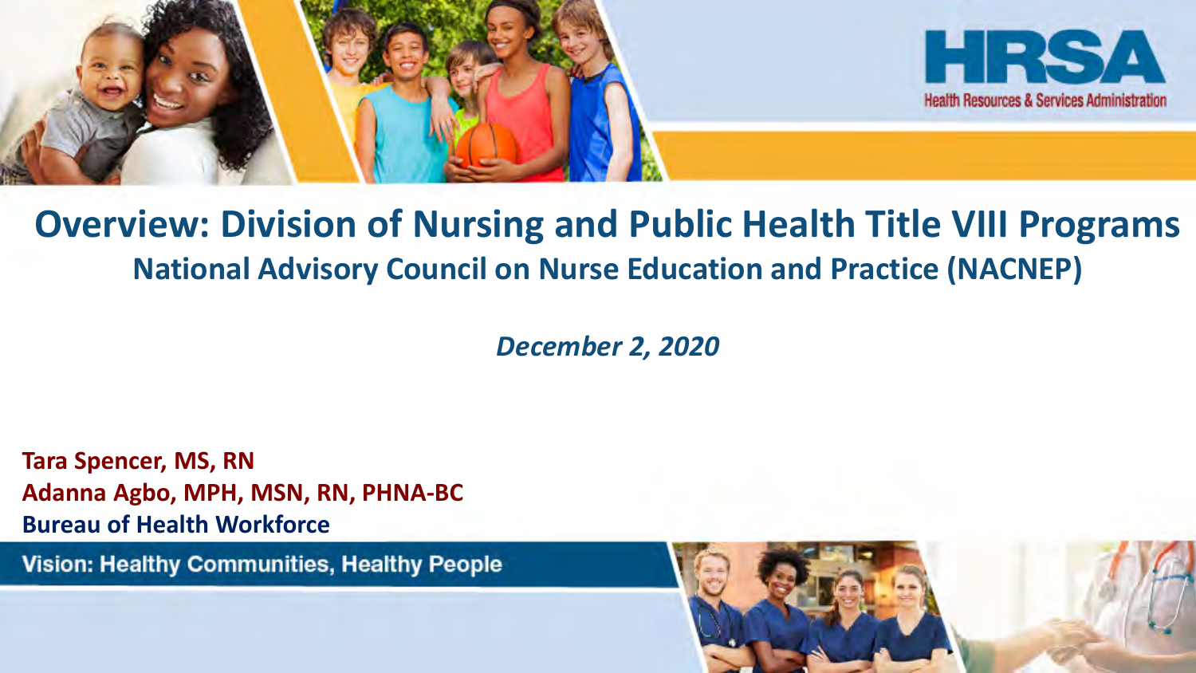HRSA

Health Resources & Services Administration

# Overview: Division of Nursing and Public Health Title VIII Programs

## National Advisory Council on Nurse Education and Practice (NACNEP)

*December 2, 2020*

**Tara Spencer, MS, RN**
**Adanna Agbo, MPH, MSN, RN, PHNA-BC**
**Bureau of Health Workforce**

Vision: Healthy Communities, Healthy People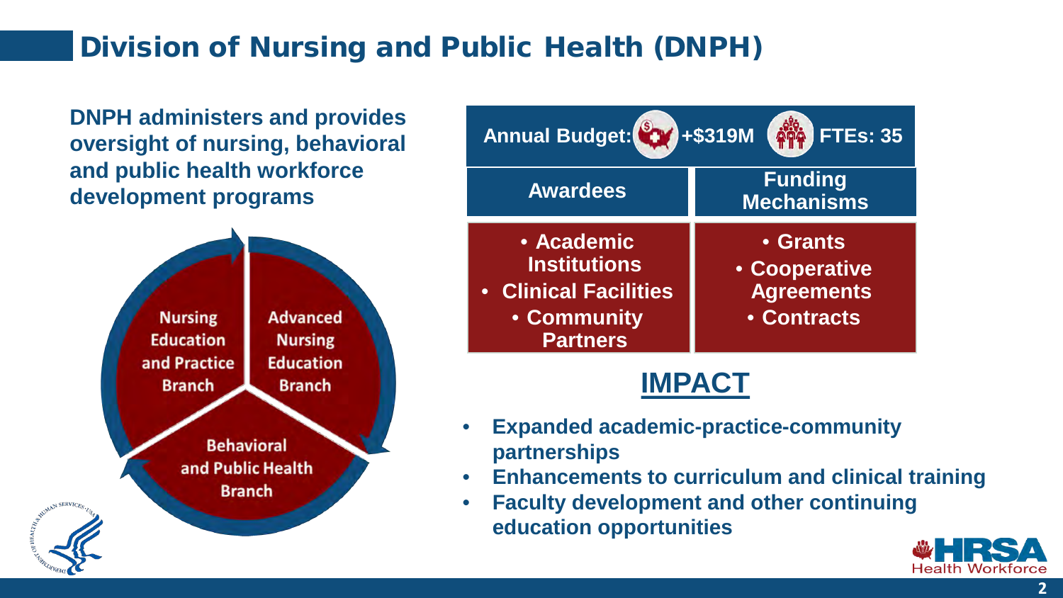# Division of Nursing and Public Health (DNPH)

**DNPH administers and provides oversight of nursing, behavioral and public health workforce development programs**

- Nursing Education and Practice Branch
- Advanced Nursing Education Branch
- Behavioral and Public Health Branch

| Annual Budget: +$319M | FTEs: 35 |
| --- | --- |
| **Awardees** | **Funding Mechanisms** |
| • Academic Institutions<br>• Clinical Facilities<br>• Community Partners | • Grants<br>• Cooperative Agreements<br>• Contracts |

## IMPACT

- **Expanded academic-practice-community partnerships**
- **Enhancements to curriculum and clinical training**
- **Faculty development and other continuing education opportunities**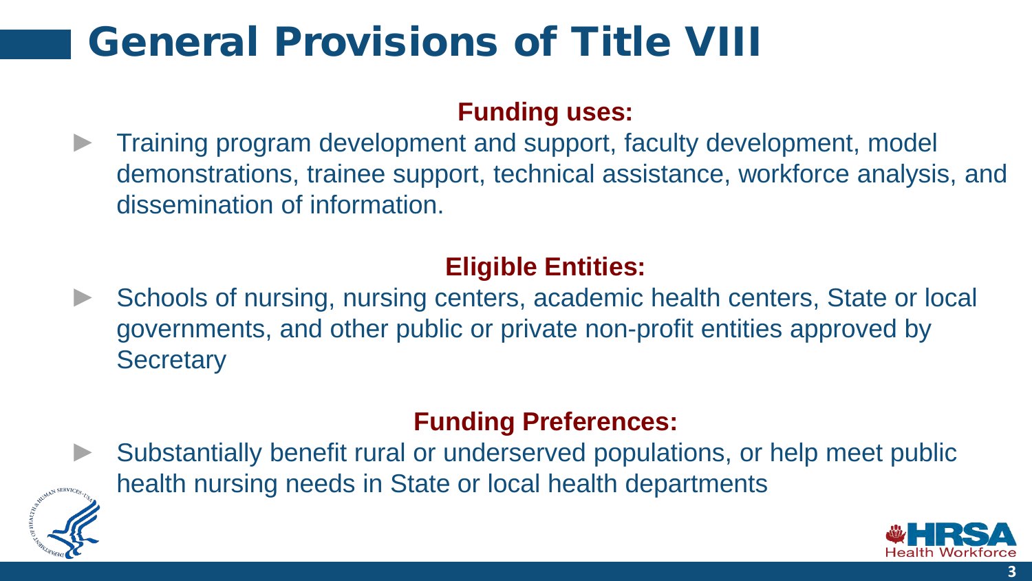# General Provisions of Title VIII

**Funding uses:**

- Training program development and support, faculty development, model demonstrations, trainee support, technical assistance, workforce analysis, and dissemination of information.

**Eligible Entities:**

- Schools of nursing, nursing centers, academic health centers, State or local governments, and other public or private non-profit entities approved by Secretary

**Funding Preferences:**

- Substantially benefit rural or underserved populations, or help meet public health nursing needs in State or local health departments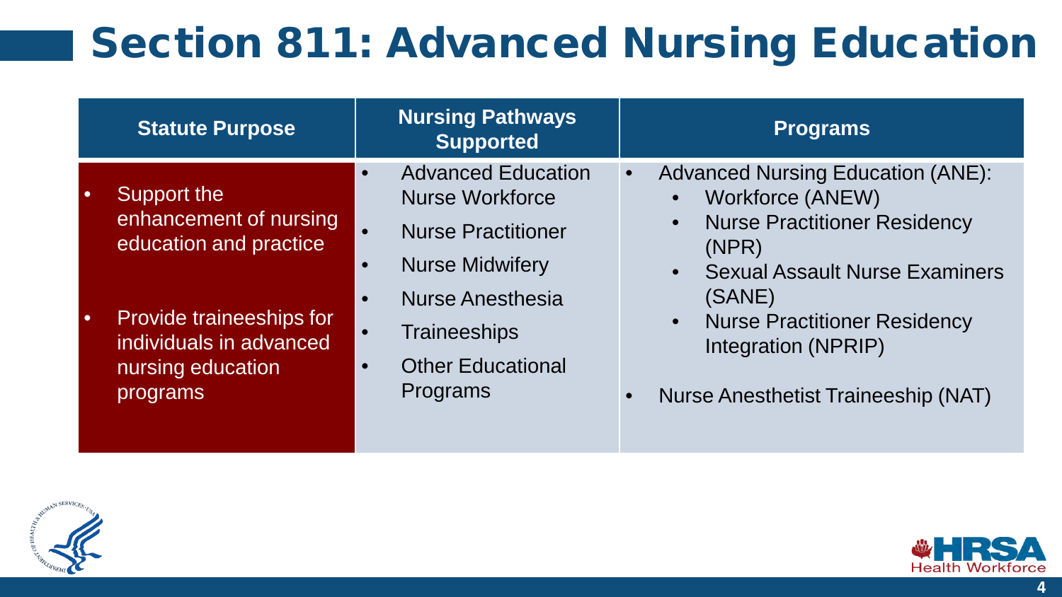# Section 811: Advanced Nursing Education

| Statute Purpose | Nursing Pathways Supported | Programs |
|---|---|---|
| • Support the enhancement of nursing education and practice<br><br>• Provide traineeships for individuals in advanced nursing education programs | • Advanced Education Nurse Workforce<br>• Nurse Practitioner<br>• Nurse Midwifery<br>• Nurse Anesthesia<br>• Traineeships<br>• Other Educational Programs | • Advanced Nursing Education (ANE):<br>&nbsp;&nbsp;• Workforce (ANEW)<br>&nbsp;&nbsp;• Nurse Practitioner Residency (NPR)<br>&nbsp;&nbsp;• Sexual Assault Nurse Examiners (SANE)<br>&nbsp;&nbsp;• Nurse Practitioner Residency Integration (NPRIP)<br><br>• Nurse Anesthetist Traineeship (NAT) |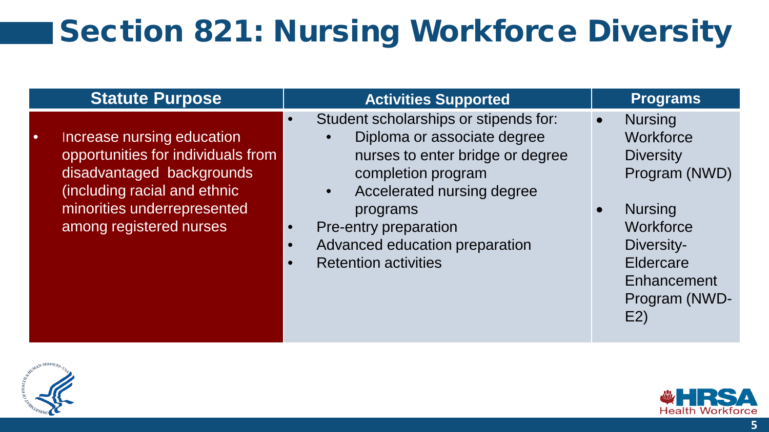# Section 821: Nursing Workforce Diversity

| Statute Purpose | Activities Supported | Programs |
|---|---|---|
| • Increase nursing education opportunities for individuals from disadvantaged backgrounds (including racial and ethnic minorities underrepresented among registered nurses | • Student scholarships or stipends for: <br> ◦ Diploma or associate degree nurses to enter bridge or degree completion program <br> ◦ Accelerated nursing degree programs <br> • Pre-entry preparation <br> • Advanced education preparation <br> • Retention activities | • Nursing Workforce Diversity Program (NWD) <br> • Nursing Workforce Diversity-Eldercare Enhancement Program (NWD-E2) |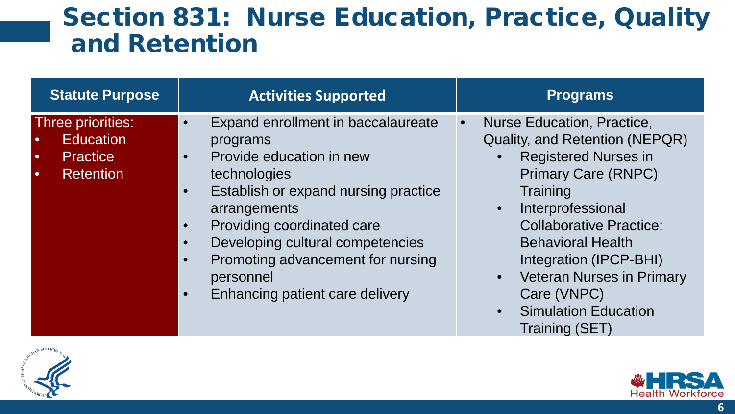# Section 831: Nurse Education, Practice, Quality and Retention

| Statute Purpose | Activities Supported | Programs |
|---|---|---|
| Three priorities:<br>• Education<br>• Practice<br>• Retention | • Expand enrollment in baccalaureate programs<br>• Provide education in new technologies<br>• Establish or expand nursing practice arrangements<br>• Providing coordinated care<br>• Developing cultural competencies<br>• Promoting advancement for nursing personnel<br>• Enhancing patient care delivery | • Nurse Education, Practice, Quality, and Retention (NEPQR)<br>  • Registered Nurses in Primary Care (RNPC) Training<br>  • Interprofessional Collaborative Practice: Behavioral Health Integration (IPCP-BHI)<br>  • Veteran Nurses in Primary Care (VNPC)<br>  • Simulation Education Training (SET) |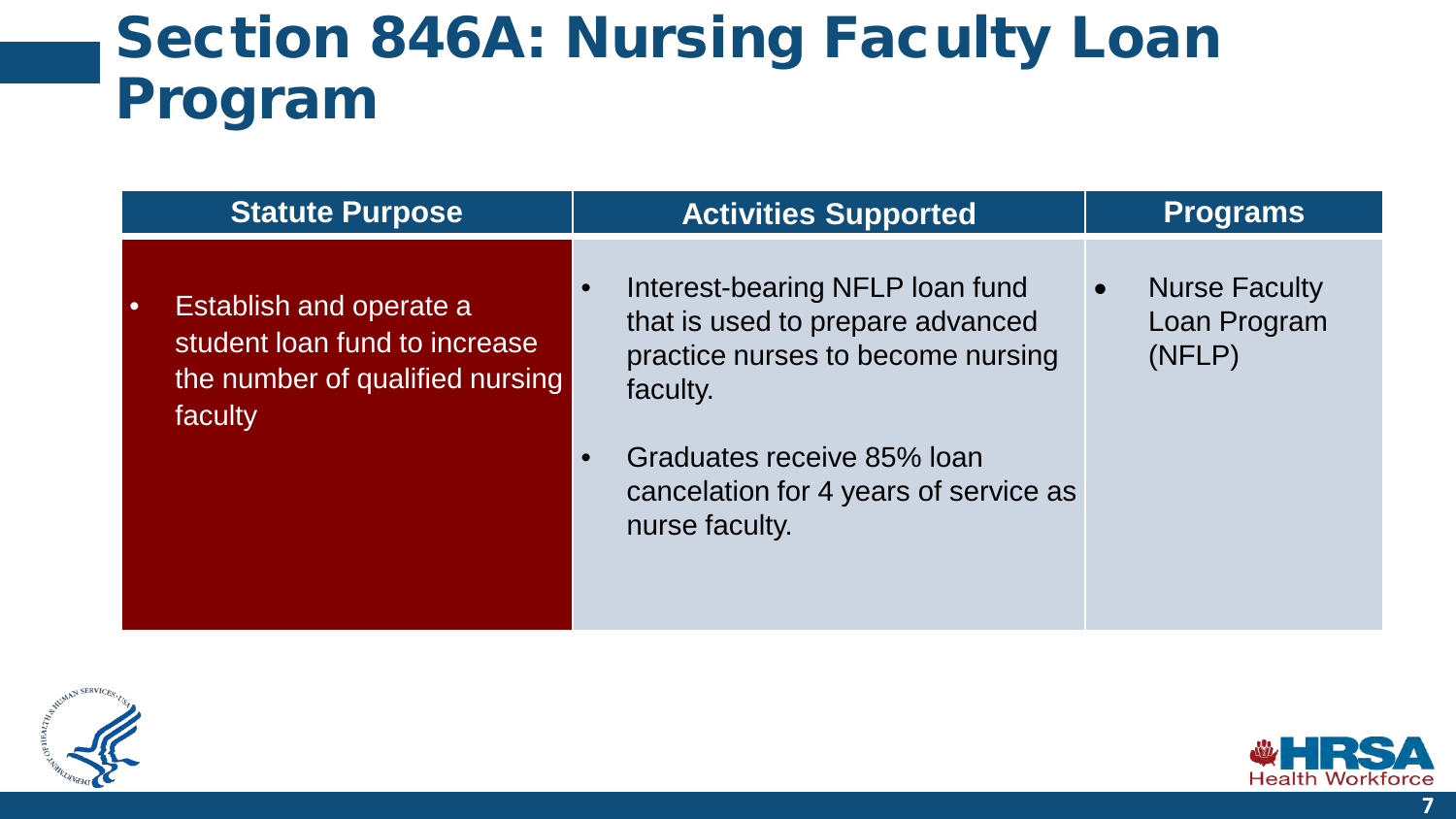# Section 846A: Nursing Faculty Loan Program

| Statute Purpose | Activities Supported | Programs |
|---|---|---|
| • Establish and operate a student loan fund to increase the number of qualified nursing faculty | • Interest-bearing NFLP loan fund that is used to prepare advanced practice nurses to become nursing faculty.<br>• Graduates receive 85% loan cancelation for 4 years of service as nurse faculty. | • Nurse Faculty Loan Program (NFLP) |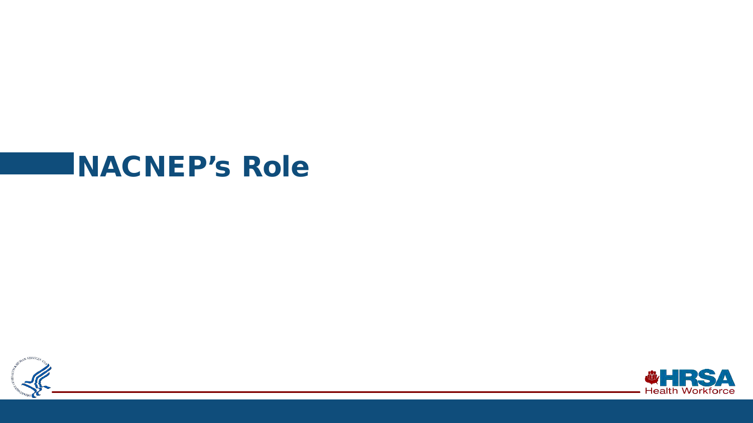# NACNEP's Role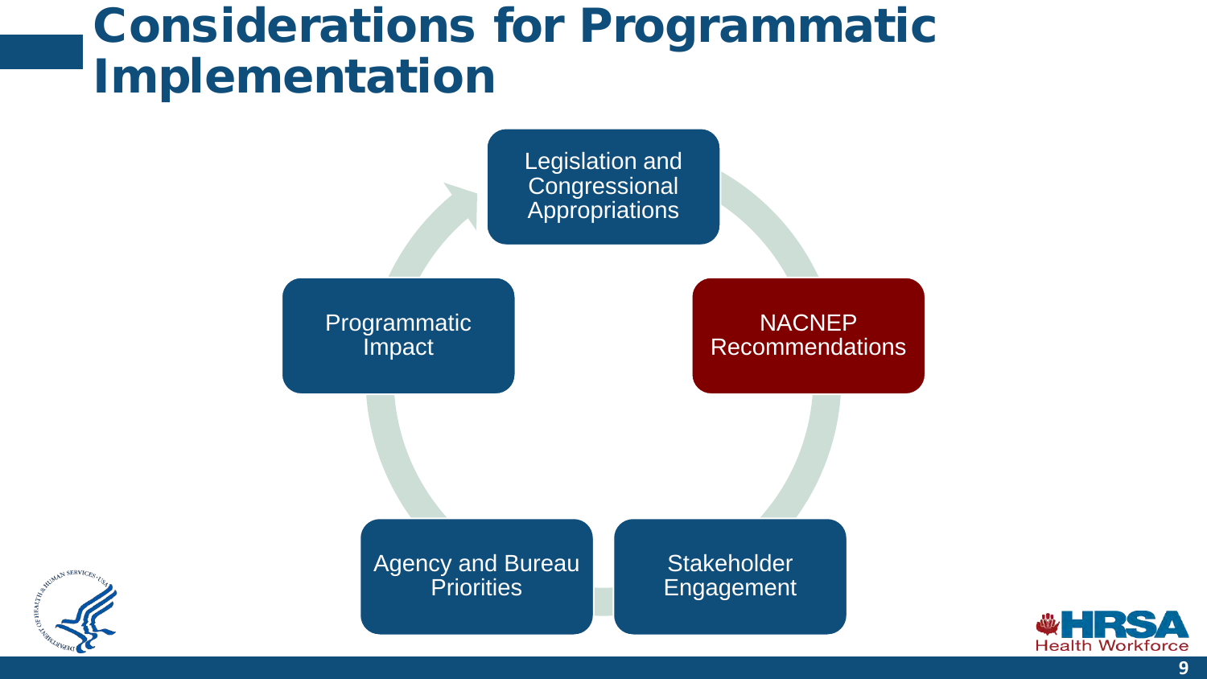# Considerations for Programmatic Implementation

- Legislation and Congressional Appropriations
- NACNEP Recommendations
- Stakeholder Engagement
- Agency and Bureau Priorities
- Programmatic Impact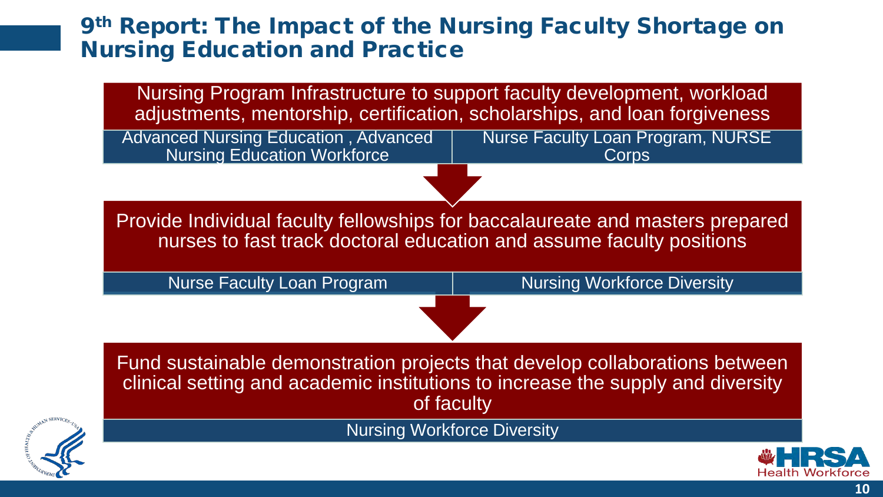# 9th Report: The Impact of the Nursing Faculty Shortage on Nursing Education and Practice

**Nursing Program Infrastructure to support faculty development, workload adjustments, mentorship, certification, scholarships, and loan forgiveness**

| Advanced Nursing Education , Advanced Nursing Education Workforce | Nurse Faculty Loan Program, NURSE Corps |
| --- | --- |

**Provide Individual faculty fellowships for baccalaureate and masters prepared nurses to fast track doctoral education and assume faculty positions**

| Nurse Faculty Loan Program | Nursing Workforce Diversity |
| --- | --- |

**Fund sustainable demonstration projects that develop collaborations between clinical setting and academic institutions to increase the supply and diversity of faculty**

Nursing Workforce Diversity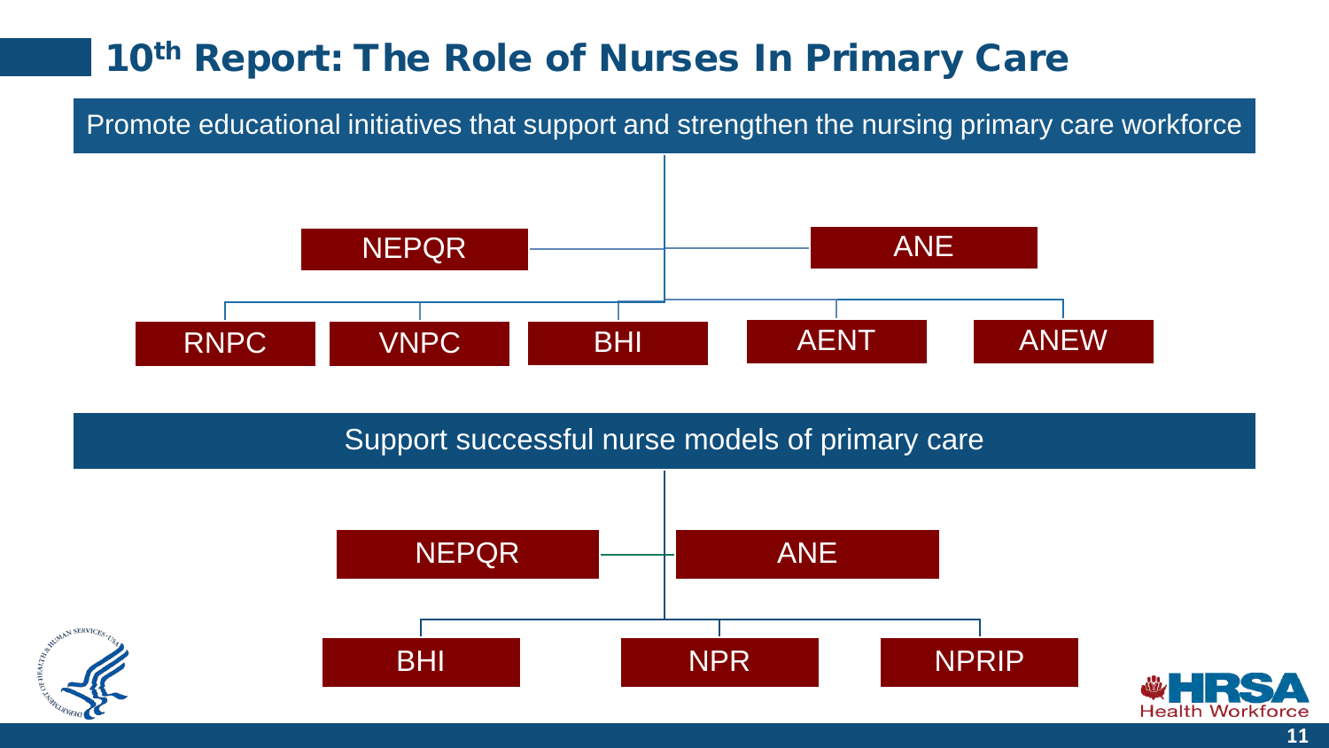# 10th Report: The Role of Nurses In Primary Care

## Promote educational initiatives that support and strengthen the nursing primary care workforce

- NEPQR
  - RNPC
  - VNPC
  - BHI
- ANE
  - AENT
  - ANEW

## Support successful nurse models of primary care

- NEPQR
- ANE
  - BHI
  - NPR
  - NPRIP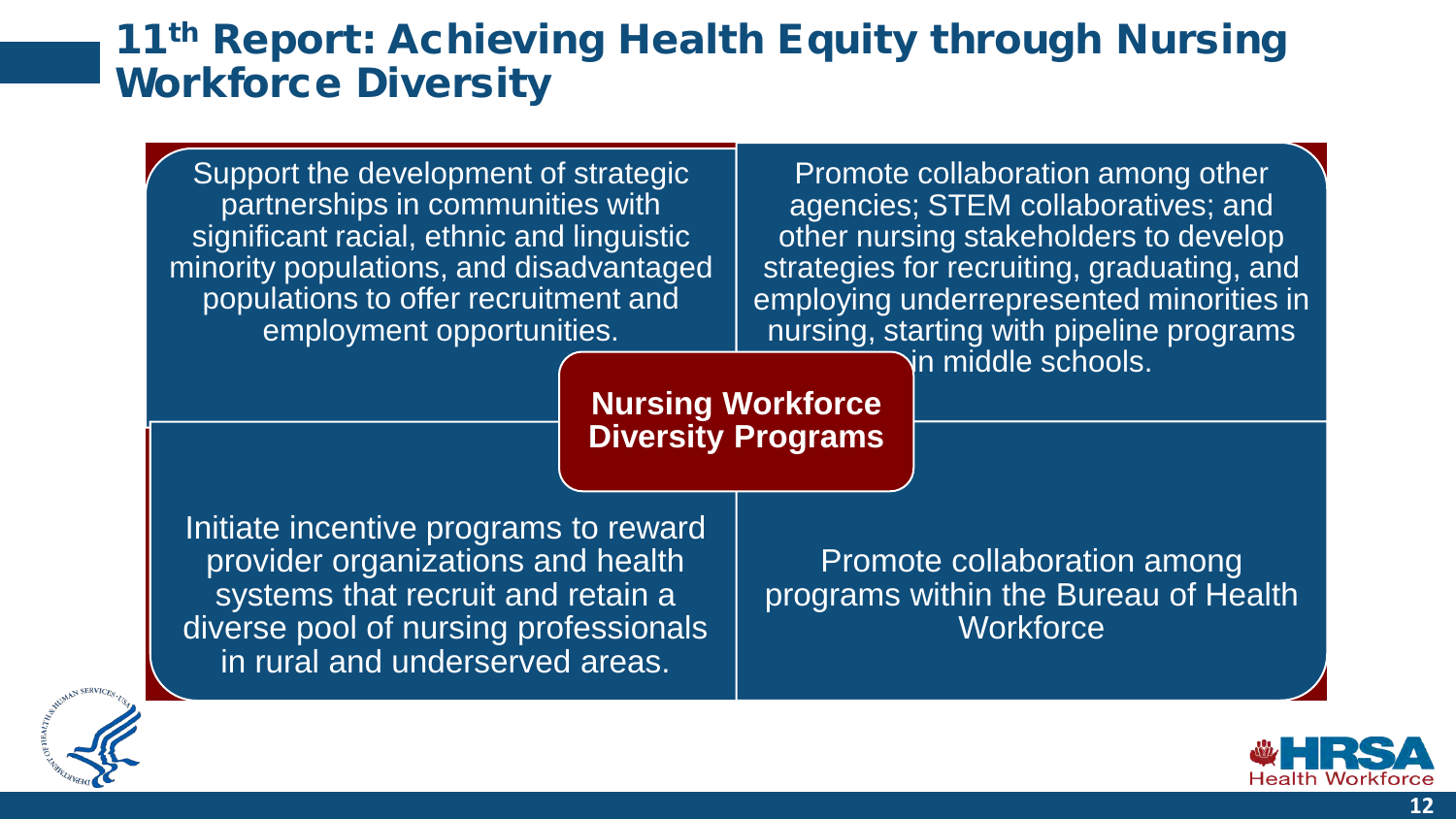# 11th Report: Achieving Health Equity through Nursing Workforce Diversity

## Nursing Workforce Diversity Programs

- Support the development of strategic partnerships in communities with significant racial, ethnic and linguistic minority populations, and disadvantaged populations to offer recruitment and employment opportunities.
- Promote collaboration among other agencies; STEM collaboratives; and other nursing stakeholders to develop strategies for recruiting, graduating, and employing underrepresented minorities in nursing, starting with pipeline programs in middle schools.
- Initiate incentive programs to reward provider organizations and health systems that recruit and retain a diverse pool of nursing professionals in rural and underserved areas.
- Promote collaboration among programs within the Bureau of Health Workforce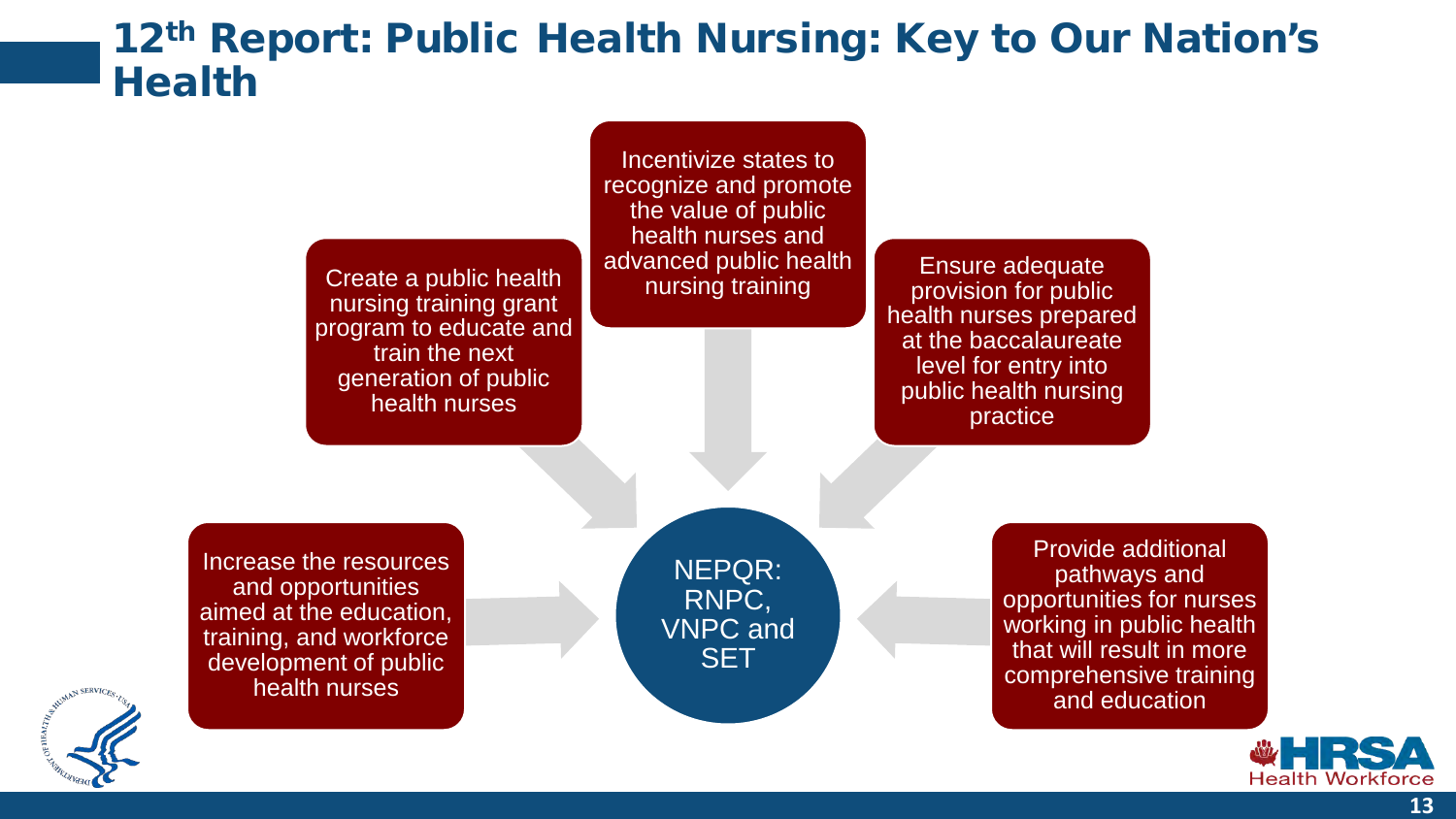# 12th Report: Public Health Nursing: Key to Our Nation's Health

- Create a public health nursing training grant program to educate and train the next generation of public health nurses
- Incentivize states to recognize and promote the value of public health nurses and advanced public health nursing training
- Ensure adequate provision for public health nurses prepared at the baccalaureate level for entry into public health nursing practice
- Increase the resources and opportunities aimed at the education, training, and workforce development of public health nurses
- Provide additional pathways and opportunities for nurses working in public health that will result in more comprehensive training and education

NEPQR: RNPC, VNPC and SET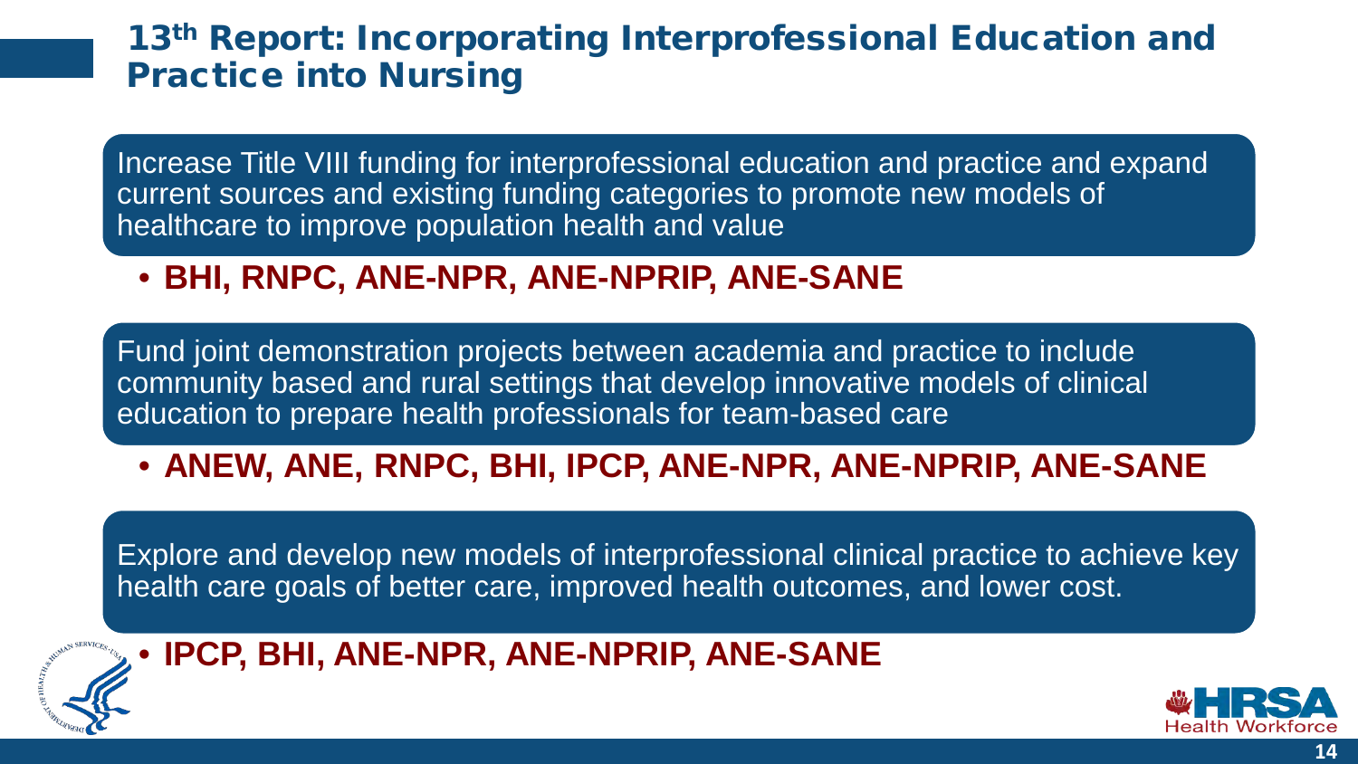# 13th Report: Incorporating Interprofessional Education and Practice into Nursing

Increase Title VIII funding for interprofessional education and practice and expand current sources and existing funding categories to promote new models of healthcare to improve population health and value

- **BHI, RNPC, ANE-NPR, ANE-NPRIP, ANE-SANE**

Fund joint demonstration projects between academia and practice to include community based and rural settings that develop innovative models of clinical education to prepare health professionals for team-based care

- **ANEW, ANE, RNPC, BHI, IPCP, ANE-NPR, ANE-NPRIP, ANE-SANE**

Explore and develop new models of interprofessional clinical practice to achieve key health care goals of better care, improved health outcomes, and lower cost.

- **IPCP, BHI, ANE-NPR, ANE-NPRIP, ANE-SANE**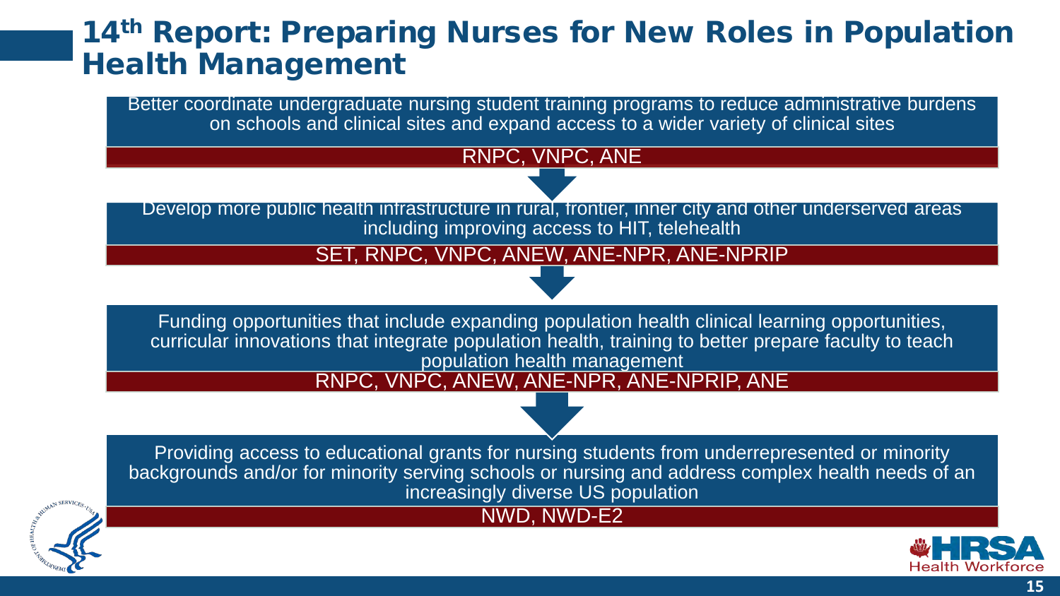# 14th Report: Preparing Nurses for New Roles in Population Health Management

Better coordinate undergraduate nursing student training programs to reduce administrative burdens on schools and clinical sites and expand access to a wider variety of clinical sites

RNPC, VNPC, ANE

Develop more public health infrastructure in rural, frontier, inner city and other underserved areas including improving access to HIT, telehealth

SET, RNPC, VNPC, ANEW, ANE-NPR, ANE-NPRIP

Funding opportunities that include expanding population health clinical learning opportunities, curricular innovations that integrate population health, training to better prepare faculty to teach population health management

RNPC, VNPC, ANEW, ANE-NPR, ANE-NPRIP, ANE

Providing access to educational grants for nursing students from underrepresented or minority backgrounds and/or for minority serving schools or nursing and address complex health needs of an increasingly diverse US population

NWD, NWD-E2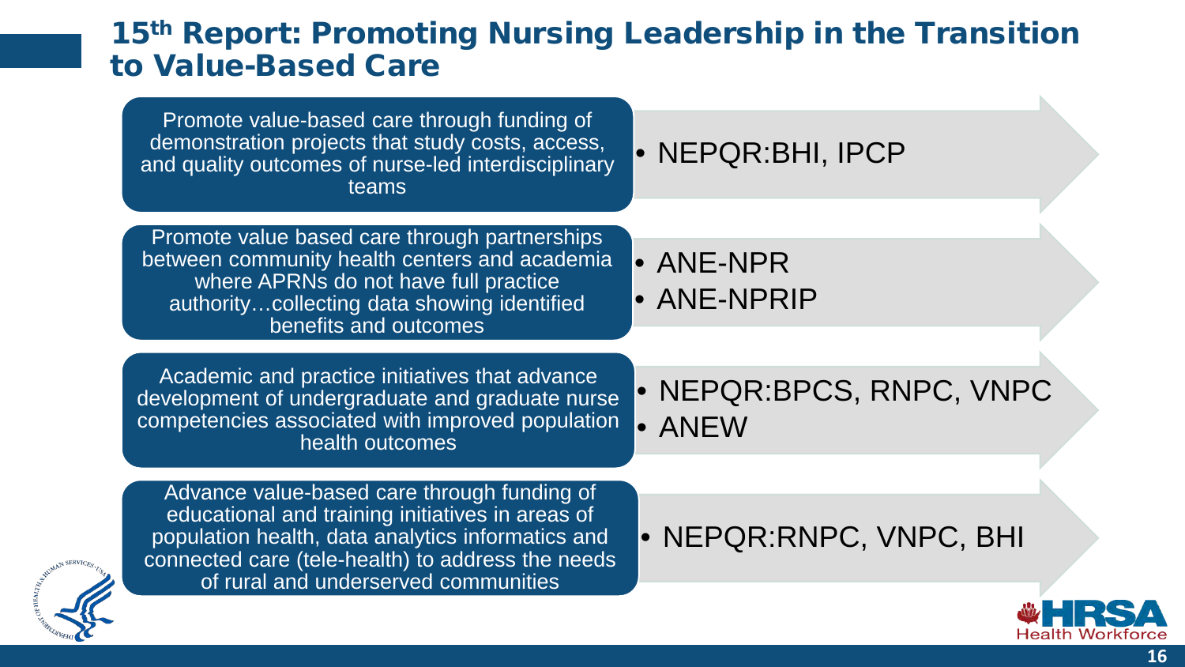# 15th Report: Promoting Nursing Leadership in the Transition to Value-Based Care

| Recommendation | Programs |
| --- | --- |
| Promote value-based care through funding of demonstration projects that study costs, access, and quality outcomes of nurse-led interdisciplinary teams | • NEPQR:BHI, IPCP |
| Promote value based care through partnerships between community health centers and academia where APRNs do not have full practice authority…collecting data showing identified benefits and outcomes | • ANE-NPR<br>• ANE-NPRIP |
| Academic and practice initiatives that advance development of undergraduate and graduate nurse competencies associated with improved population health outcomes | • NEPQR:BPCS, RNPC, VNPC<br>• ANEW |
| Advance value-based care through funding of educational and training initiatives in areas of population health, data analytics informatics and connected care (tele-health) to address the needs of rural and underserved communities | • NEPQR:RNPC, VNPC, BHI |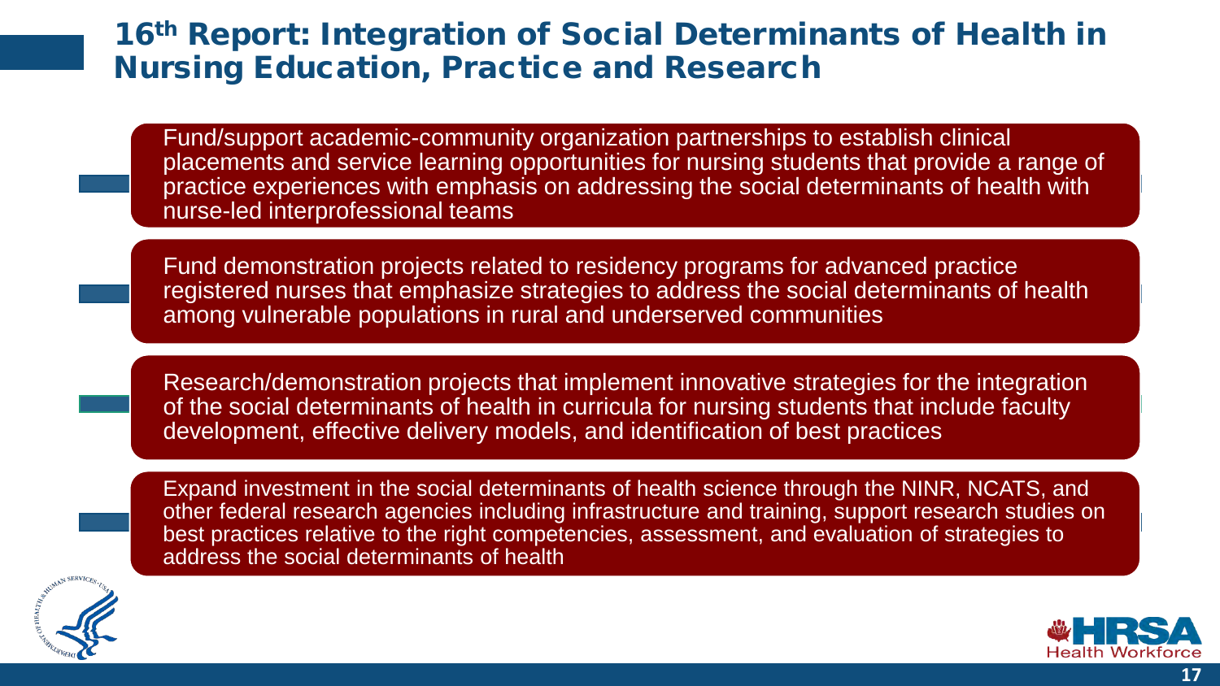# 16th Report: Integration of Social Determinants of Health in Nursing Education, Practice and Research

- Fund/support academic-community organization partnerships to establish clinical placements and service learning opportunities for nursing students that provide a range of practice experiences with emphasis on addressing the social determinants of health with nurse-led interprofessional teams

- Fund demonstration projects related to residency programs for advanced practice registered nurses that emphasize strategies to address the social determinants of health among vulnerable populations in rural and underserved communities

- Research/demonstration projects that implement innovative strategies for the integration of the social determinants of health in curricula for nursing students that include faculty development, effective delivery models, and identification of best practices

- Expand investment in the social determinants of health science through the NINR, NCATS, and other federal research agencies including infrastructure and training, support research studies on best practices relative to the right competencies, assessment, and evaluation of strategies to address the social determinants of health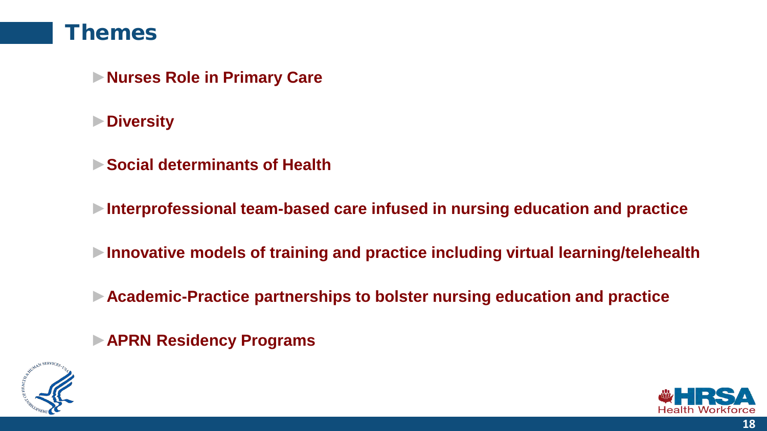# Themes

- **Nurses Role in Primary Care**
- **Diversity**
- **Social determinants of Health**
- **Interprofessional team-based care infused in nursing education and practice**
- **Innovative models of training and practice including virtual learning/telehealth**
- **Academic-Practice partnerships to bolster nursing education and practice**
- **APRN Residency Programs**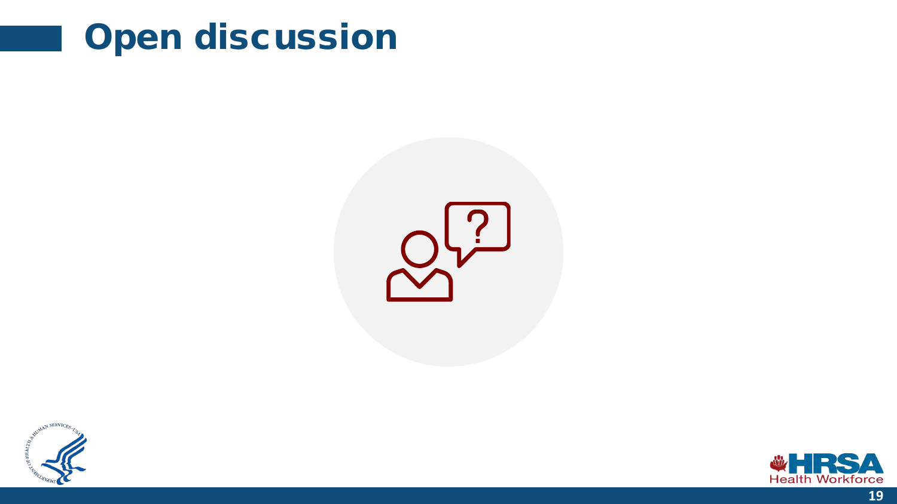# Open discussion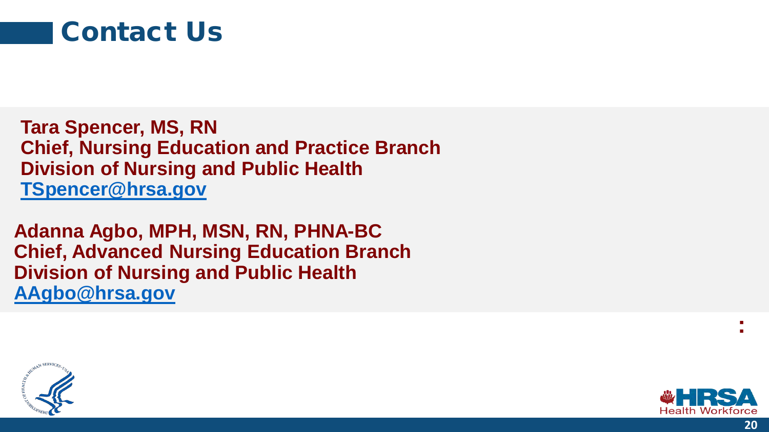# Contact Us

**Tara Spencer, MS, RN**
**Chief, Nursing Education and Practice Branch**
**Division of Nursing and Public Health**
**[TSpencer@hrsa.gov](mailto:TSpencer@hrsa.gov)**

**Adanna Agbo, MPH, MSN, RN, PHNA-BC**
**Chief, Advanced Nursing Education Branch**
**Division of Nursing and Public Health**
**[AAgbo@hrsa.gov](mailto:AAgbo@hrsa.gov)**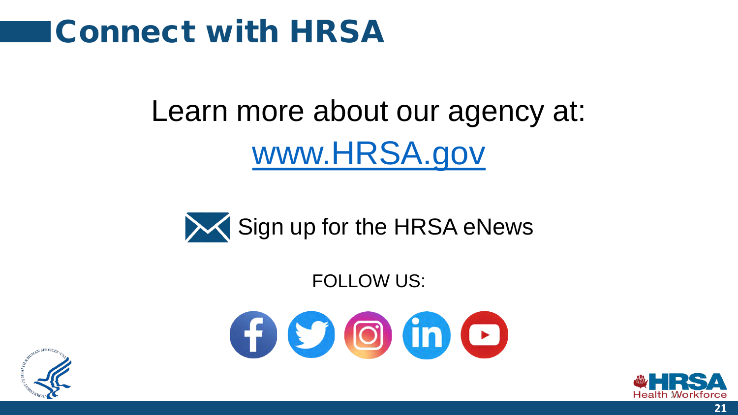# Connect with HRSA

Learn more about our agency at:

[www.HRSA.gov](http://www.HRSA.gov)

Sign up for the HRSA eNews

FOLLOW US: